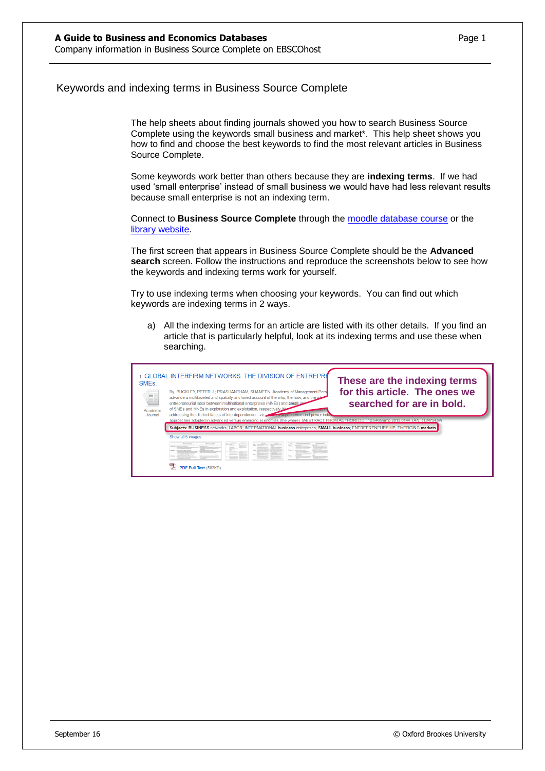## Keywords and indexing terms in Business Source Complete

The help sheets about finding journals showed you how to search Business Source Complete using the keywords small business and market*. This help sheet shows you how to find and choose the best keywords to find the most relevant articles in Business Source Complete.

Some keywords work better than others because they are **indexing terms**. If we had used 'small enterprise' instead of small business we would have had less relevant results because small enterprise is not an indexing term.

Connect to **Business Source Complete** through the moodle database course or the library website.

The first screen that appears in Business Source Complete should be the **Advanced search** screen. Follow the instructions and reproduce the screenshots below to see how the keywords and indexing terms work for yourself.

Try to use indexing terms when choosing your keywords. You can find out which keywords are indexing terms in 2 ways.

a) All the indexing terms for an article are listed with its other details. If you find an article that is particularly helpful, look at its indexing terms and use these when searching.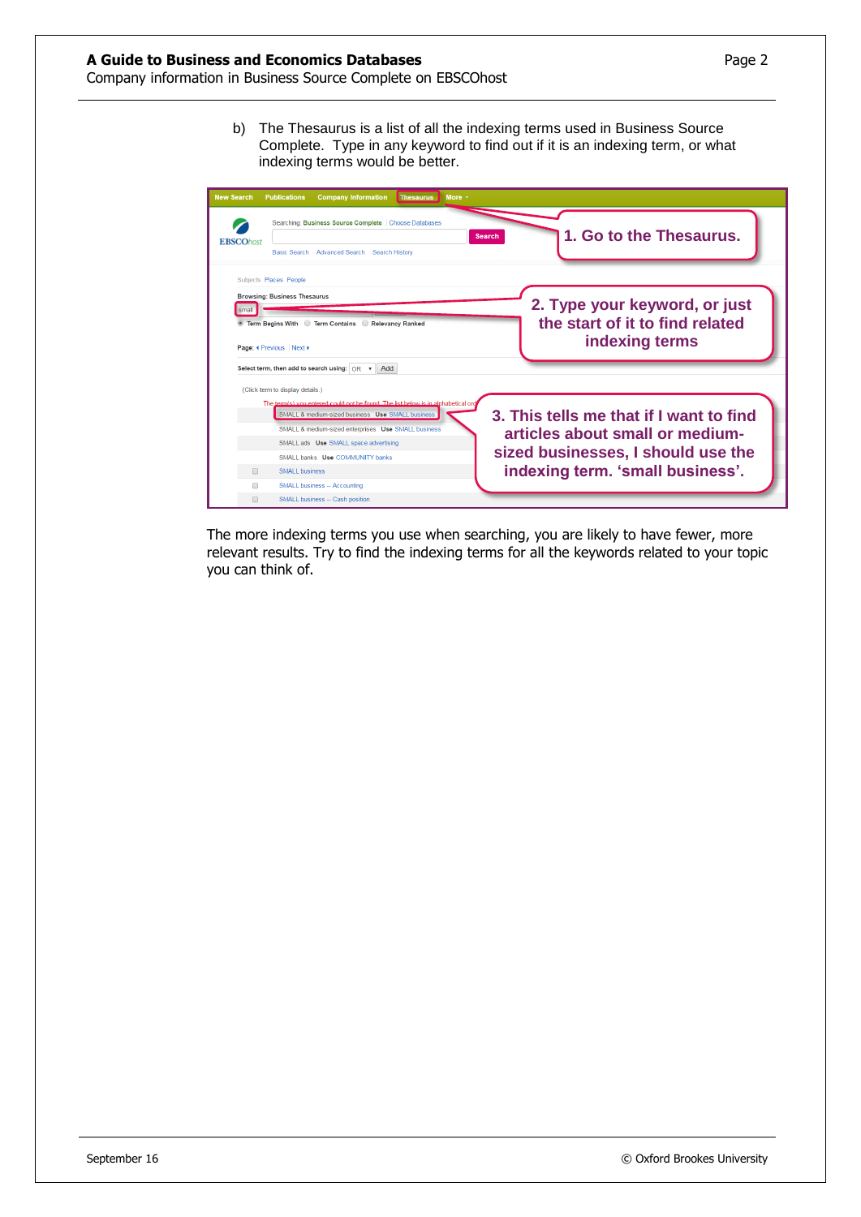b) The Thesaurus is a list of all the indexing terms used in Business Source Complete. Type in any keyword to find out if it is an indexing term, or what indexing terms would be better.

1. Go to the Thesaurus.

2. Type your keyword, or just the start of it to find related indexing terms

3. This tells me that if I want to find articles about small or medium-sized businesses, I should use the indexing term. 'small business'.

The more indexing terms you use when searching, you are likely to have fewer, more relevant results. Try to find the indexing terms for all the keywords related to your topic you can think of.